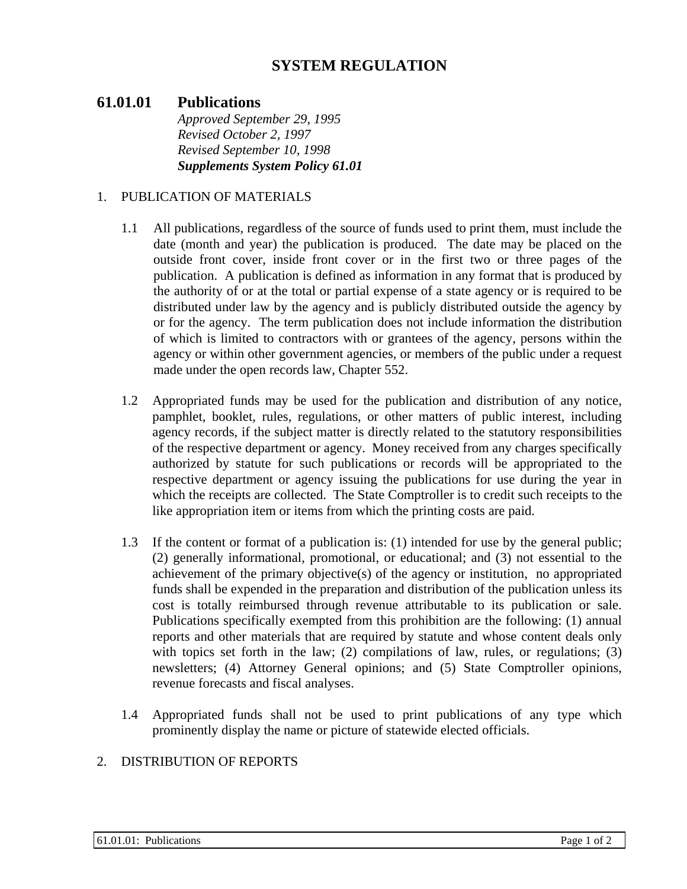# SYSTEM REGULATION

## 61.01.01 Publications

*Approved September 29, 1995*
*Revised October 2, 1997*
*Revised September 10, 1998*
***Supplements System Policy 61.01***

1. PUBLICATION OF MATERIALS

   1.1 All publications, regardless of the source of funds used to print them, must include the date (month and year) the publication is produced. The date may be placed on the outside front cover, inside front cover or in the first two or three pages of the publication. A publication is defined as information in any format that is produced by the authority of or at the total or partial expense of a state agency or is required to be distributed under law by the agency and is publicly distributed outside the agency by or for the agency. The term publication does not include information the distribution of which is limited to contractors with or grantees of the agency, persons within the agency or within other government agencies, or members of the public under a request made under the open records law, Chapter 552.

   1.2 Appropriated funds may be used for the publication and distribution of any notice, pamphlet, booklet, rules, regulations, or other matters of public interest, including agency records, if the subject matter is directly related to the statutory responsibilities of the respective department or agency. Money received from any charges specifically authorized by statute for such publications or records will be appropriated to the respective department or agency issuing the publications for use during the year in which the receipts are collected. The State Comptroller is to credit such receipts to the like appropriation item or items from which the printing costs are paid.

   1.3 If the content or format of a publication is: (1) intended for use by the general public; (2) generally informational, promotional, or educational; and (3) not essential to the achievement of the primary objective(s) of the agency or institution, no appropriated funds shall be expended in the preparation and distribution of the publication unless its cost is totally reimbursed through revenue attributable to its publication or sale. Publications specifically exempted from this prohibition are the following: (1) annual reports and other materials that are required by statute and whose content deals only with topics set forth in the law; (2) compilations of law, rules, or regulations; (3) newsletters; (4) Attorney General opinions; and (5) State Comptroller opinions, revenue forecasts and fiscal analyses.

   1.4 Appropriated funds shall not be used to print publications of any type which prominently display the name or picture of statewide elected officials.

2. DISTRIBUTION OF REPORTS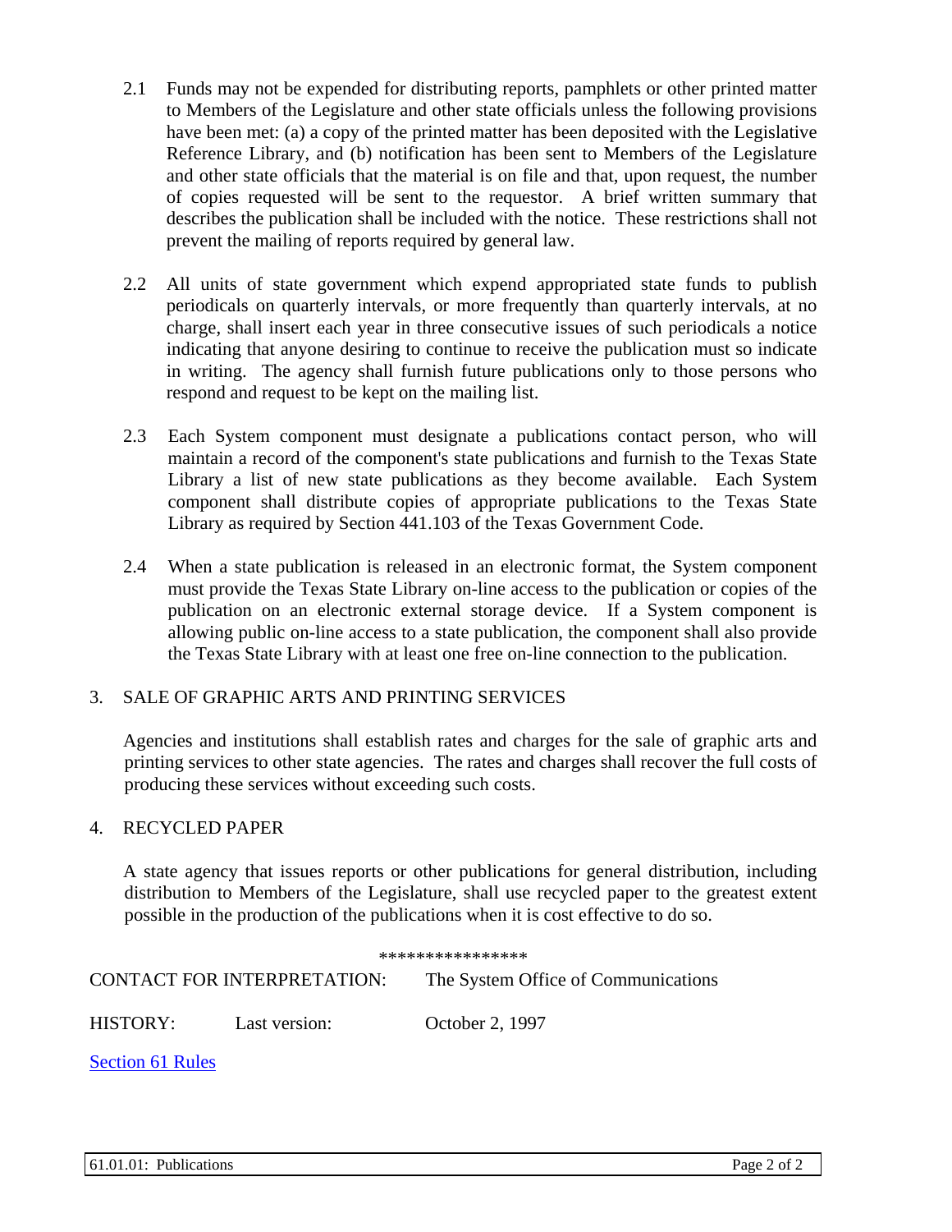2.1 Funds may not be expended for distributing reports, pamphlets or other printed matter to Members of the Legislature and other state officials unless the following provisions have been met: (a) a copy of the printed matter has been deposited with the Legislative Reference Library, and (b) notification has been sent to Members of the Legislature and other state officials that the material is on file and that, upon request, the number of copies requested will be sent to the requestor. A brief written summary that describes the publication shall be included with the notice. These restrictions shall not prevent the mailing of reports required by general law.

2.2 All units of state government which expend appropriated state funds to publish periodicals on quarterly intervals, or more frequently than quarterly intervals, at no charge, shall insert each year in three consecutive issues of such periodicals a notice indicating that anyone desiring to continue to receive the publication must so indicate in writing. The agency shall furnish future publications only to those persons who respond and request to be kept on the mailing list.

2.3 Each System component must designate a publications contact person, who will maintain a record of the component's state publications and furnish to the Texas State Library a list of new state publications as they become available. Each System component shall distribute copies of appropriate publications to the Texas State Library as required by Section 441.103 of the Texas Government Code.

2.4 When a state publication is released in an electronic format, the System component must provide the Texas State Library on-line access to the publication or copies of the publication on an electronic external storage device. If a System component is allowing public on-line access to a state publication, the component shall also provide the Texas State Library with at least one free on-line connection to the publication.

## 3. SALE OF GRAPHIC ARTS AND PRINTING SERVICES

Agencies and institutions shall establish rates and charges for the sale of graphic arts and printing services to other state agencies. The rates and charges shall recover the full costs of producing these services without exceeding such costs.

## 4. RECYCLED PAPER

A state agency that issues reports or other publications for general distribution, including distribution to Members of the Legislature, shall use recycled paper to the greatest extent possible in the production of the publications when it is cost effective to do so.

****************

CONTACT FOR INTERPRETATION: The System Office of Communications

HISTORY: Last version: October 2, 1997

Section 61 Rules